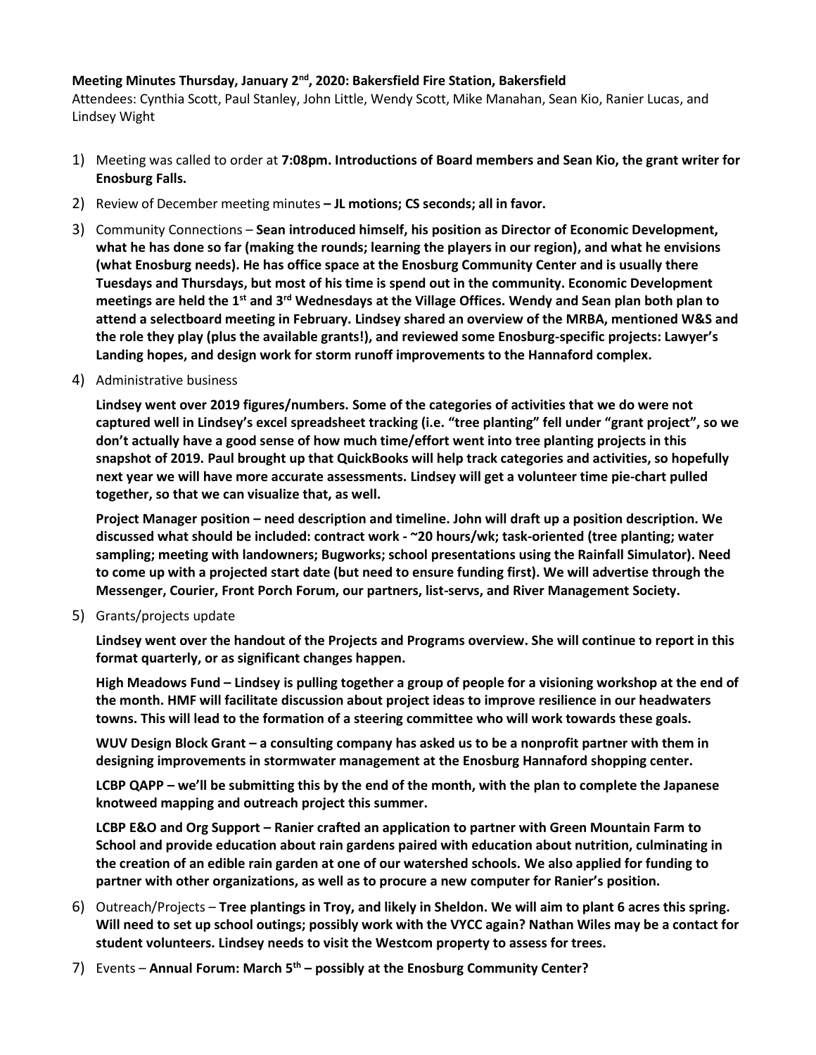**Meeting Minutes Thursday, January 2nd, 2020: Bakersfield Fire Station, Bakersfield**

Attendees: Cynthia Scott, Paul Stanley, John Little, Wendy Scott, Mike Manahan, Sean Kio, Ranier Lucas, and Lindsey Wight

1) Meeting was called to order at **7:08pm. Introductions of Board members and Sean Kio, the grant writer for Enosburg Falls.**

2) Review of December meeting minutes **– JL motions; CS seconds; all in favor.**

3) Community Connections – **Sean introduced himself, his position as Director of Economic Development, what he has done so far (making the rounds; learning the players in our region), and what he envisions (what Enosburg needs). He has office space at the Enosburg Community Center and is usually there Tuesdays and Thursdays, but most of his time is spend out in the community. Economic Development meetings are held the 1st and 3rd Wednesdays at the Village Offices. Wendy and Sean plan both plan to attend a selectboard meeting in February. Lindsey shared an overview of the MRBA, mentioned W&S and the role they play (plus the available grants!), and reviewed some Enosburg-specific projects: Lawyer's Landing hopes, and design work for storm runoff improvements to the Hannaford complex.**

4) Administrative business

   **Lindsey went over 2019 figures/numbers. Some of the categories of activities that we do were not captured well in Lindsey's excel spreadsheet tracking (i.e. "tree planting" fell under "grant project", so we don't actually have a good sense of how much time/effort went into tree planting projects in this snapshot of 2019. Paul brought up that QuickBooks will help track categories and activities, so hopefully next year we will have more accurate assessments. Lindsey will get a volunteer time pie-chart pulled together, so that we can visualize that, as well.**

   **Project Manager position – need description and timeline. John will draft up a position description. We discussed what should be included: contract work - ~20 hours/wk; task-oriented (tree planting; water sampling; meeting with landowners; Bugworks; school presentations using the Rainfall Simulator). Need to come up with a projected start date (but need to ensure funding first). We will advertise through the Messenger, Courier, Front Porch Forum, our partners, list-servs, and River Management Society.**

5) Grants/projects update

   **Lindsey went over the handout of the Projects and Programs overview. She will continue to report in this format quarterly, or as significant changes happen.**

   **High Meadows Fund – Lindsey is pulling together a group of people for a visioning workshop at the end of the month. HMF will facilitate discussion about project ideas to improve resilience in our headwaters towns. This will lead to the formation of a steering committee who will work towards these goals.**

   **WUV Design Block Grant – a consulting company has asked us to be a nonprofit partner with them in designing improvements in stormwater management at the Enosburg Hannaford shopping center.**

   **LCBP QAPP – we'll be submitting this by the end of the month, with the plan to complete the Japanese knotweed mapping and outreach project this summer.**

   **LCBP E&O and Org Support – Ranier crafted an application to partner with Green Mountain Farm to School and provide education about rain gardens paired with education about nutrition, culminating in the creation of an edible rain garden at one of our watershed schools. We also applied for funding to partner with other organizations, as well as to procure a new computer for Ranier's position.**

6) Outreach/Projects – **Tree plantings in Troy, and likely in Sheldon. We will aim to plant 6 acres this spring. Will need to set up school outings; possibly work with the VYCC again? Nathan Wiles may be a contact for student volunteers. Lindsey needs to visit the Westcom property to assess for trees.**

7) Events – **Annual Forum: March 5th – possibly at the Enosburg Community Center?**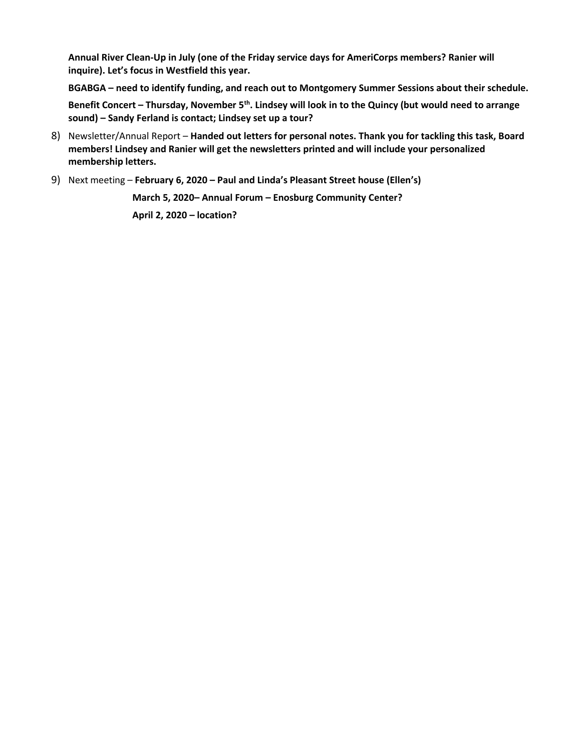**Annual River Clean-Up in July (one of the Friday service days for AmeriCorps members? Ranier will inquire). Let's focus in Westfield this year.**

**BGABGA – need to identify funding, and reach out to Montgomery Summer Sessions about their schedule.**

**Benefit Concert – Thursday, November 5th. Lindsey will look in to the Quincy (but would need to arrange sound) – Sandy Ferland is contact; Lindsey set up a tour?**

8) Newsletter/Annual Report – **Handed out letters for personal notes. Thank you for tackling this task, Board members! Lindsey and Ranier will get the newsletters printed and will include your personalized membership letters.**

9) Next meeting – **February 6, 2020 – Paul and Linda's Pleasant Street house (Ellen's)**

   **March 5, 2020– Annual Forum – Enosburg Community Center?**

   **April 2, 2020 – location?**